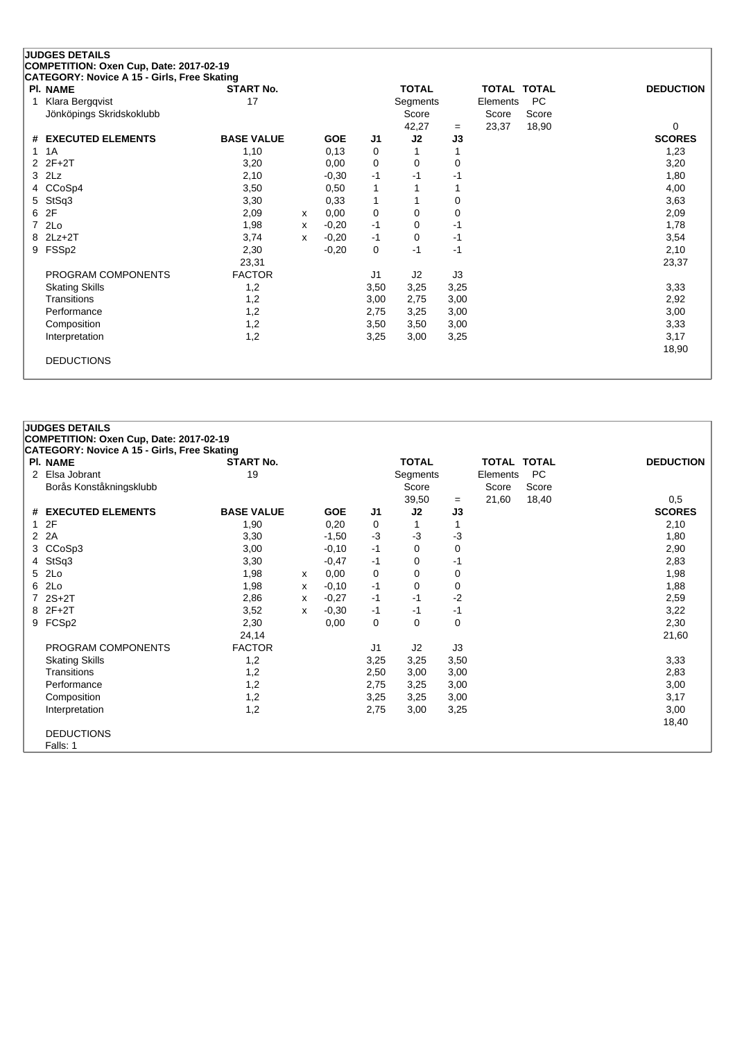**JUDGES DETAILS**
**COMPETITION: Oxen Cup, Date: 2017-02-19**
**CATEGORY: Novice A 15 - Girls, Free Skating**

| Pl. | NAME | START No. | TOTAL Segments Score | = | TOTAL Elements Score | TOTAL PC Score | DEDUCTION |
|---|---|---|---|---|---|---|---|
| 1 | Klara Bergqvist<br>Jönköpings Skridskoklubb | 17 | 42,27 | = | 23,37 | 18,90 | 0 |

| # | EXECUTED ELEMENTS | BASE VALUE | | GOE | J1 | J2 | J3 | SCORES |
|---|---|---|---|---|---|---|---|---|
| 1 | 1A | 1,10 | | 0,13 | 0 | 1 | 1 | 1,23 |
| 2 | 2F+2T | 3,20 | | 0,00 | 0 | 0 | 0 | 3,20 |
| 3 | 2Lz | 2,10 | | -0,30 | -1 | -1 | -1 | 1,80 |
| 4 | CCoSp4 | 3,50 | | 0,50 | 1 | 1 | 1 | 4,00 |
| 5 | StSq3 | 3,30 | | 0,33 | 1 | 1 | 0 | 3,63 |
| 6 | 2F | 2,09 | x | 0,00 | 0 | 0 | 0 | 2,09 |
| 7 | 2Lo | 1,98 | x | -0,20 | -1 | 0 | -1 | 1,78 |
| 8 | 2Lz+2T | 3,74 | x | -0,20 | -1 | 0 | -1 | 3,54 |
| 9 | FSSp2 | 2,30 | | -0,20 | 0 | -1 | -1 | 2,10 |
| | | 23,31 | | | | | | 23,37 |

| PROGRAM COMPONENTS | FACTOR | J1 | J2 | J3 | SCORES |
|---|---|---|---|---|---|
| Skating Skills | 1,2 | 3,50 | 3,25 | 3,25 | 3,33 |
| Transitions | 1,2 | 3,00 | 2,75 | 3,00 | 2,92 |
| Performance | 1,2 | 2,75 | 3,25 | 3,00 | 3,00 |
| Composition | 1,2 | 3,50 | 3,50 | 3,00 | 3,33 |
| Interpretation | 1,2 | 3,25 | 3,00 | 3,25 | 3,17 |
| | | | | | 18,90 |

DEDUCTIONS

**JUDGES DETAILS**
**COMPETITION: Oxen Cup, Date: 2017-02-19**
**CATEGORY: Novice A 15 - Girls, Free Skating**

| Pl. | NAME | START No. | TOTAL Segments Score | = | TOTAL Elements Score | TOTAL PC Score | DEDUCTION |
|---|---|---|---|---|---|---|---|
| 2 | Elsa Jobrant<br>Borås Konståkningsklubb | 19 | 39,50 | = | 21,60 | 18,40 | 0,5 |

| # | EXECUTED ELEMENTS | BASE VALUE | | GOE | J1 | J2 | J3 | SCORES |
|---|---|---|---|---|---|---|---|---|
| 1 | 2F | 1,90 | | 0,20 | 0 | 1 | 1 | 2,10 |
| 2 | 2A | 3,30 | | -1,50 | -3 | -3 | -3 | 1,80 |
| 3 | CCoSp3 | 3,00 | | -0,10 | -1 | 0 | 0 | 2,90 |
| 4 | StSq3 | 3,30 | | -0,47 | -1 | 0 | -1 | 2,83 |
| 5 | 2Lo | 1,98 | x | 0,00 | 0 | 0 | 0 | 1,98 |
| 6 | 2Lo | 1,98 | x | -0,10 | -1 | 0 | 0 | 1,88 |
| 7 | 2S+2T | 2,86 | x | -0,27 | -1 | -1 | -2 | 2,59 |
| 8 | 2F+2T | 3,52 | x | -0,30 | -1 | -1 | -1 | 3,22 |
| 9 | FCSp2 | 2,30 | | 0,00 | 0 | 0 | 0 | 2,30 |
| | | 24,14 | | | | | | 21,60 |

| PROGRAM COMPONENTS | FACTOR | J1 | J2 | J3 | SCORES |
|---|---|---|---|---|---|
| Skating Skills | 1,2 | 3,25 | 3,25 | 3,50 | 3,33 |
| Transitions | 1,2 | 2,50 | 3,00 | 3,00 | 2,83 |
| Performance | 1,2 | 2,75 | 3,25 | 3,00 | 3,00 |
| Composition | 1,2 | 3,25 | 3,25 | 3,00 | 3,17 |
| Interpretation | 1,2 | 2,75 | 3,00 | 3,25 | 3,00 |
| | | | | | 18,40 |

DEDUCTIONS
Falls: 1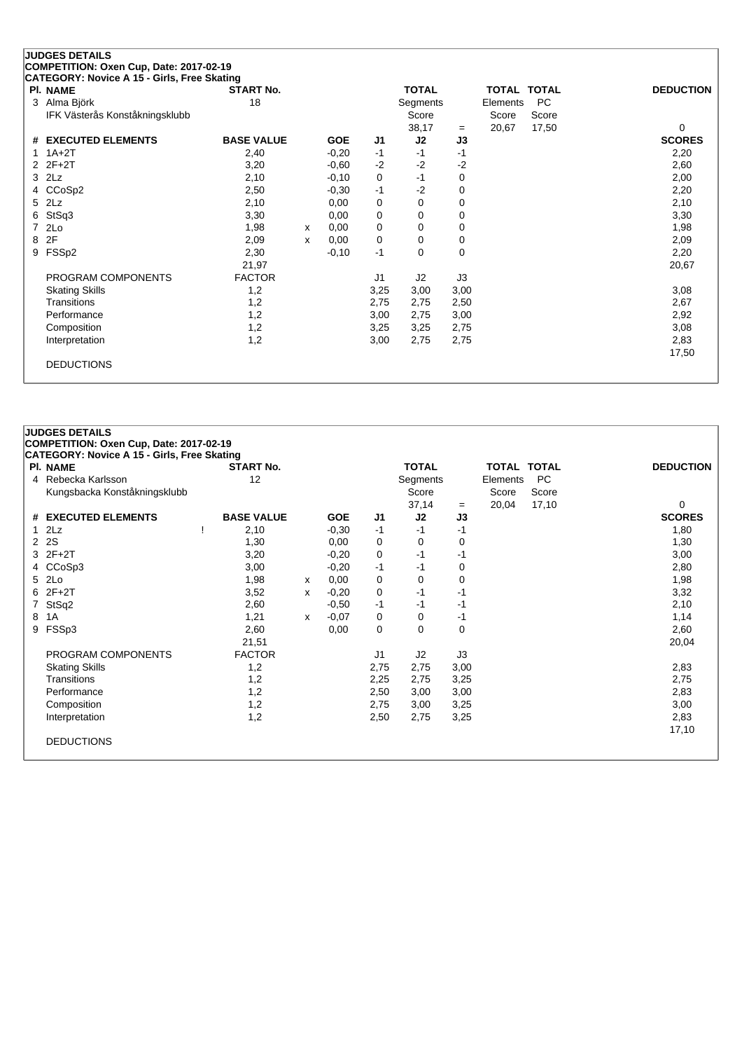**JUDGES DETAILS**
**COMPETITION: Oxen Cup, Date: 2017-02-19**
**CATEGORY: Novice A 15 - Girls, Free Skating**

| Pl. | NAME | START No. | TOTAL Segments Score | | TOTAL Elements Score | TOTAL PC Score | DEDUCTION |
|---|---|---|---|---|---|---|---|
| 3 | Alma Björk | 18 | 38,17 | = | 20,67 | 17,50 | 0 |
| | IFK Västerås Konståkningsklubb | | | | | | |

| # | EXECUTED ELEMENTS | | BASE VALUE | | GOE | J1 | J2 | J3 | SCORES |
|---|---|---|---|---|---|---|---|---|---|
| 1 | 1A+2T | | 2,40 | | -0,20 | -1 | -1 | -1 | 2,20 |
| 2 | 2F+2T | | 3,20 | | -0,60 | -2 | -2 | -2 | 2,60 |
| 3 | 2Lz | | 2,10 | | -0,10 | 0 | -1 | 0 | 2,00 |
| 4 | CCoSp2 | | 2,50 | | -0,30 | -1 | -2 | 0 | 2,20 |
| 5 | 2Lz | | 2,10 | | 0,00 | 0 | 0 | 0 | 2,10 |
| 6 | StSq3 | | 3,30 | | 0,00 | 0 | 0 | 0 | 3,30 |
| 7 | 2Lo | | 1,98 | x | 0,00 | 0 | 0 | 0 | 1,98 |
| 8 | 2F | | 2,09 | x | 0,00 | 0 | 0 | 0 | 2,09 |
| 9 | FSSp2 | | 2,30 | | -0,10 | -1 | 0 | 0 | 2,20 |
| | | | 21,97 | | | | | | 20,67 |
| | PROGRAM COMPONENTS | | FACTOR | | | J1 | J2 | J3 | |
| | Skating Skills | | 1,2 | | | 3,25 | 3,00 | 3,00 | 3,08 |
| | Transitions | | 1,2 | | | 2,75 | 2,75 | 2,50 | 2,67 |
| | Performance | | 1,2 | | | 3,00 | 2,75 | 3,00 | 2,92 |
| | Composition | | 1,2 | | | 3,25 | 3,25 | 2,75 | 3,08 |
| | Interpretation | | 1,2 | | | 3,00 | 2,75 | 2,75 | 2,83 |
| | | | | | | | | | 17,50 |
| | DEDUCTIONS | | | | | | | | |

**JUDGES DETAILS**
**COMPETITION: Oxen Cup, Date: 2017-02-19**
**CATEGORY: Novice A 15 - Girls, Free Skating**

| Pl. | NAME | START No. | TOTAL Segments Score | | TOTAL Elements Score | TOTAL PC Score | DEDUCTION |
|---|---|---|---|---|---|---|---|
| 4 | Rebecka Karlsson | 12 | 37,14 | = | 20,04 | 17,10 | 0 |
| | Kungsbacka Konståkningsklubb | | | | | | |

| # | EXECUTED ELEMENTS | | BASE VALUE | | GOE | J1 | J2 | J3 | SCORES |
|---|---|---|---|---|---|---|---|---|---|
| 1 | 2Lz | ! | 2,10 | | -0,30 | -1 | -1 | -1 | 1,80 |
| 2 | 2S | | 1,30 | | 0,00 | 0 | 0 | 0 | 1,30 |
| 3 | 2F+2T | | 3,20 | | -0,20 | 0 | -1 | -1 | 3,00 |
| 4 | CCoSp3 | | 3,00 | | -0,20 | -1 | -1 | 0 | 2,80 |
| 5 | 2Lo | | 1,98 | x | 0,00 | 0 | 0 | 0 | 1,98 |
| 6 | 2F+2T | | 3,52 | x | -0,20 | 0 | -1 | -1 | 3,32 |
| 7 | StSq2 | | 2,60 | | -0,50 | -1 | -1 | -1 | 2,10 |
| 8 | 1A | | 1,21 | x | -0,07 | 0 | 0 | -1 | 1,14 |
| 9 | FSSp3 | | 2,60 | | 0,00 | 0 | 0 | 0 | 2,60 |
| | | | 21,51 | | | | | | 20,04 |
| | PROGRAM COMPONENTS | | FACTOR | | | J1 | J2 | J3 | |
| | Skating Skills | | 1,2 | | | 2,75 | 2,75 | 3,00 | 2,83 |
| | Transitions | | 1,2 | | | 2,25 | 2,75 | 3,25 | 2,75 |
| | Performance | | 1,2 | | | 2,50 | 3,00 | 3,00 | 2,83 |
| | Composition | | 1,2 | | | 2,75 | 3,00 | 3,25 | 3,00 |
| | Interpretation | | 1,2 | | | 2,50 | 2,75 | 3,25 | 2,83 |
| | | | | | | | | | 17,10 |
| | DEDUCTIONS | | | | | | | | |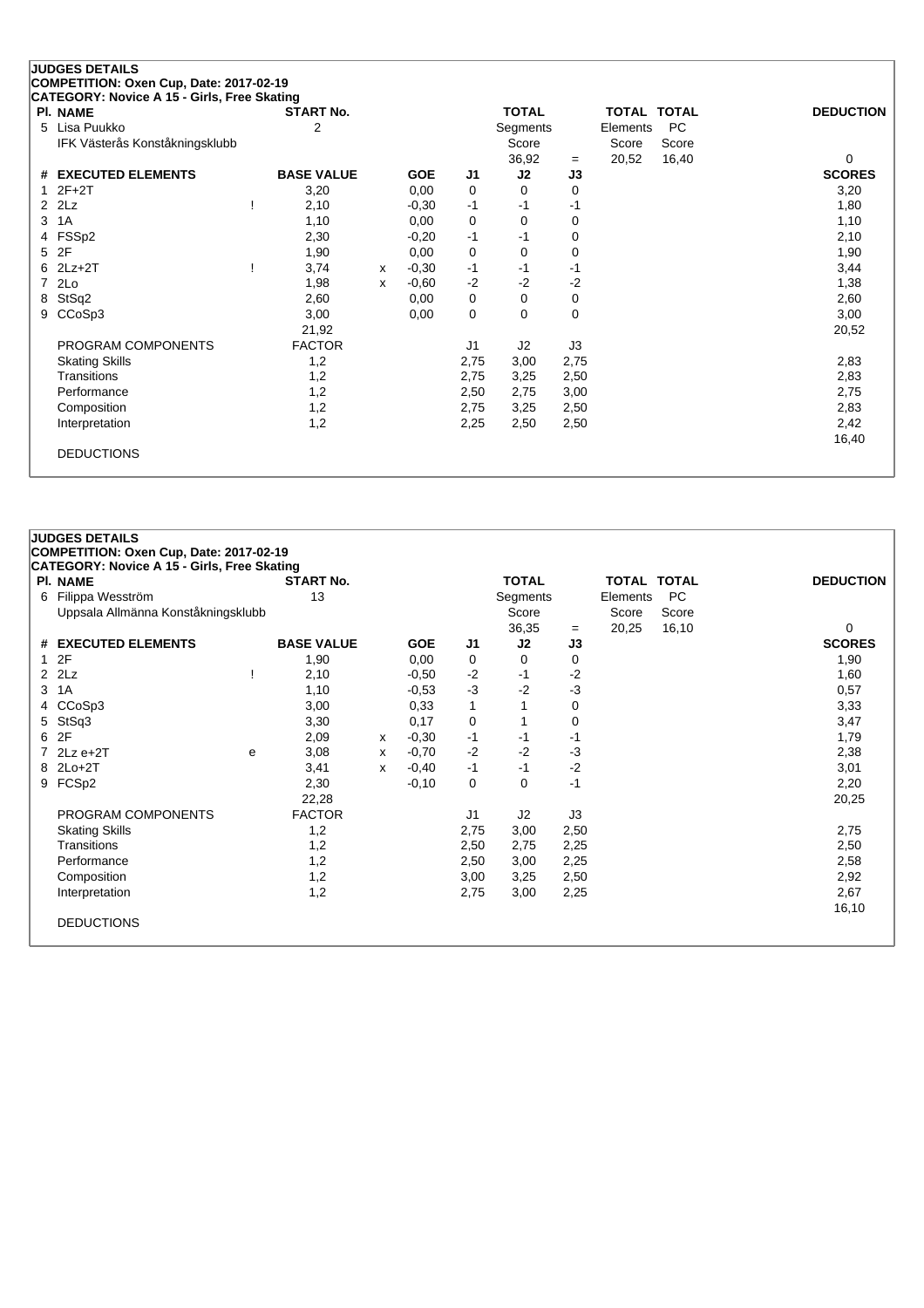## JUDGES DETAILS

**COMPETITION: Oxen Cup, Date: 2017-02-19**

**CATEGORY: Novice A 15 - Girls, Free Skating**

| Pl. | NAME | START No. | TOTAL Segments Score | = | TOTAL Elements Score | TOTAL PC Score | DEDUCTION |
|---|---|---|---|---|---|---|---|
| 5 | Lisa Puukko<br>IFK Västerås Konståkningsklubb | 2 | 36,92 | = | 20,52 | 16,40 | 0 |

| # | EXECUTED ELEMENTS | | BASE VALUE | | GOE | J1 | J2 | J3 | SCORES |
|---|---|---|---|---|---|---|---|---|---|
| 1 | 2F+2T | | 3,20 | | 0,00 | 0 | 0 | 0 | 3,20 |
| 2 | 2Lz | ! | 2,10 | | -0,30 | -1 | -1 | -1 | 1,80 |
| 3 | 1A | | 1,10 | | 0,00 | 0 | 0 | 0 | 1,10 |
| 4 | FSSp2 | | 2,30 | | -0,20 | -1 | -1 | 0 | 2,10 |
| 5 | 2F | | 1,90 | | 0,00 | 0 | 0 | 0 | 1,90 |
| 6 | 2Lz+2T | ! | 3,74 | x | -0,30 | -1 | -1 | -1 | 3,44 |
| 7 | 2Lo | | 1,98 | x | -0,60 | -2 | -2 | -2 | 1,38 |
| 8 | StSq2 | | 2,60 | | 0,00 | 0 | 0 | 0 | 2,60 |
| 9 | CCoSp3 | | 3,00 | | 0,00 | 0 | 0 | 0 | 3,00 |
| | | | 21,92 | | | | | | 20,52 |

| PROGRAM COMPONENTS | FACTOR | J1 | J2 | J3 | |
|---|---|---|---|---|---|
| Skating Skills | 1,2 | 2,75 | 3,00 | 2,75 | 2,83 |
| Transitions | 1,2 | 2,75 | 3,25 | 2,50 | 2,83 |
| Performance | 1,2 | 2,50 | 2,75 | 3,00 | 2,75 |
| Composition | 1,2 | 2,75 | 3,25 | 2,50 | 2,83 |
| Interpretation | 1,2 | 2,25 | 2,50 | 2,50 | 2,42 |
| | | | | | 16,40 |

DEDUCTIONS

## JUDGES DETAILS

**COMPETITION: Oxen Cup, Date: 2017-02-19**

**CATEGORY: Novice A 15 - Girls, Free Skating**

| Pl. | NAME | START No. | TOTAL Segments Score | = | TOTAL Elements Score | TOTAL PC Score | DEDUCTION |
|---|---|---|---|---|---|---|---|
| 6 | Filippa Wesström<br>Uppsala Allmänna Konståkningsklubb | 13 | 36,35 | = | 20,25 | 16,10 | 0 |

| # | EXECUTED ELEMENTS | | BASE VALUE | | GOE | J1 | J2 | J3 | SCORES |
|---|---|---|---|---|---|---|---|---|---|
| 1 | 2F | | 1,90 | | 0,00 | 0 | 0 | 0 | 1,90 |
| 2 | 2Lz | ! | 2,10 | | -0,50 | -2 | -1 | -2 | 1,60 |
| 3 | 1A | | 1,10 | | -0,53 | -3 | -2 | -3 | 0,57 |
| 4 | CCoSp3 | | 3,00 | | 0,33 | 1 | 1 | 0 | 3,33 |
| 5 | StSq3 | | 3,30 | | 0,17 | 0 | 1 | 0 | 3,47 |
| 6 | 2F | | 2,09 | x | -0,30 | -1 | -1 | -1 | 1,79 |
| 7 | 2Lz e+2T | e | 3,08 | x | -0,70 | -2 | -2 | -3 | 2,38 |
| 8 | 2Lo+2T | | 3,41 | x | -0,40 | -1 | -1 | -2 | 3,01 |
| 9 | FCSp2 | | 2,30 | | -0,10 | 0 | 0 | -1 | 2,20 |
| | | | 22,28 | | | | | | 20,25 |

| PROGRAM COMPONENTS | FACTOR | J1 | J2 | J3 | |
|---|---|---|---|---|---|
| Skating Skills | 1,2 | 2,75 | 3,00 | 2,50 | 2,75 |
| Transitions | 1,2 | 2,50 | 2,75 | 2,25 | 2,50 |
| Performance | 1,2 | 2,50 | 3,00 | 2,25 | 2,58 |
| Composition | 1,2 | 3,00 | 3,25 | 2,50 | 2,92 |
| Interpretation | 1,2 | 2,75 | 3,00 | 2,25 | 2,67 |
| | | | | | 16,10 |

DEDUCTIONS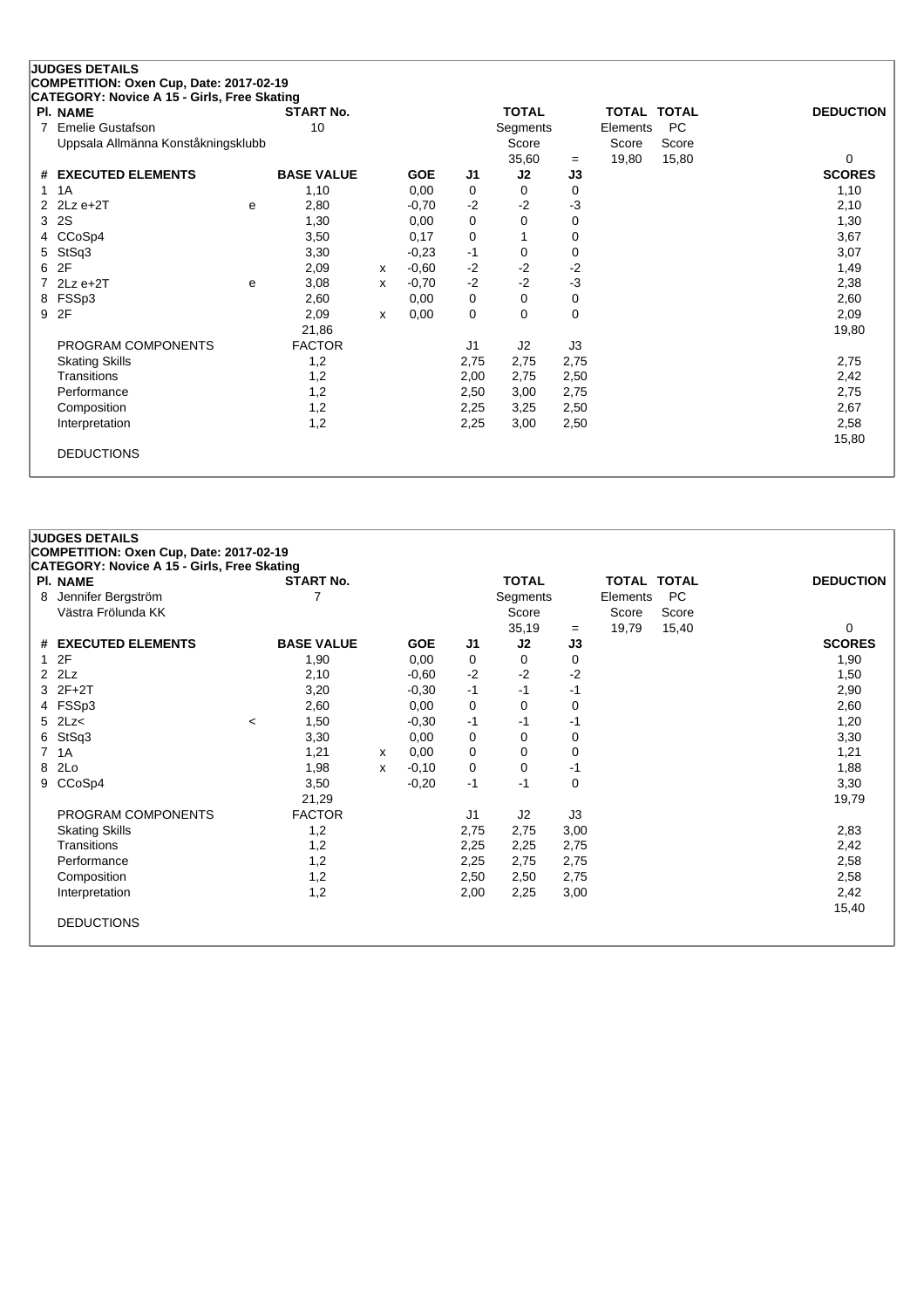**JUDGES DETAILS**
**COMPETITION: Oxen Cup, Date: 2017-02-19**
**CATEGORY: Novice A 15 - Girls, Free Skating**

| Pl. NAME | START No. | TOTAL Segments Score | = | TOTAL Elements Score | TOTAL PC Score | DEDUCTION |
|---|---|---|---|---|---|---|
| 7 Emelie Gustafson<br>Uppsala Allmänna Konståkningsklubb | 10 | 35,60 | = | 19,80 | 15,80 | 0 |

| # | EXECUTED ELEMENTS | | BASE VALUE | | GOE | J1 | J2 | J3 | SCORES |
|---|---|---|---|---|---|---|---|---|---|
| 1 | 1A | | 1,10 | | 0,00 | 0 | 0 | 0 | 1,10 |
| 2 | 2Lz e+2T | e | 2,80 | | -0,70 | -2 | -2 | -3 | 2,10 |
| 3 | 2S | | 1,30 | | 0,00 | 0 | 0 | 0 | 1,30 |
| 4 | CCoSp4 | | 3,50 | | 0,17 | 0 | 1 | 0 | 3,67 |
| 5 | StSq3 | | 3,30 | | -0,23 | -1 | 0 | 0 | 3,07 |
| 6 | 2F | | 2,09 | x | -0,60 | -2 | -2 | -2 | 1,49 |
| 7 | 2Lz e+2T | e | 3,08 | x | -0,70 | -2 | -2 | -3 | 2,38 |
| 8 | FSSp3 | | 2,60 | | 0,00 | 0 | 0 | 0 | 2,60 |
| 9 | 2F | | 2,09 | x | 0,00 | 0 | 0 | 0 | 2,09 |
| | | | 21,86 | | | | | | 19,80 |

| PROGRAM COMPONENTS | FACTOR | J1 | J2 | J3 | |
|---|---|---|---|---|---|
| Skating Skills | 1,2 | 2,75 | 2,75 | 2,75 | 2,75 |
| Transitions | 1,2 | 2,00 | 2,75 | 2,50 | 2,42 |
| Performance | 1,2 | 2,50 | 3,00 | 2,75 | 2,75 |
| Composition | 1,2 | 2,25 | 3,25 | 2,50 | 2,67 |
| Interpretation | 1,2 | 2,25 | 3,00 | 2,50 | 2,58 |
| | | | | | 15,80 |

DEDUCTIONS

**JUDGES DETAILS**
**COMPETITION: Oxen Cup, Date: 2017-02-19**
**CATEGORY: Novice A 15 - Girls, Free Skating**

| Pl. NAME | START No. | TOTAL Segments Score | = | TOTAL Elements Score | TOTAL PC Score | DEDUCTION |
|---|---|---|---|---|---|---|
| 8 Jennifer Bergström<br>Västra Frölunda KK | 7 | 35,19 | = | 19,79 | 15,40 | 0 |

| # | EXECUTED ELEMENTS | | BASE VALUE | | GOE | J1 | J2 | J3 | SCORES |
|---|---|---|---|---|---|---|---|---|---|
| 1 | 2F | | 1,90 | | 0,00 | 0 | 0 | 0 | 1,90 |
| 2 | 2Lz | | 2,10 | | -0,60 | -2 | -2 | -2 | 1,50 |
| 3 | 2F+2T | | 3,20 | | -0,30 | -1 | -1 | -1 | 2,90 |
| 4 | FSSp3 | | 2,60 | | 0,00 | 0 | 0 | 0 | 2,60 |
| 5 | 2Lz< | < | 1,50 | | -0,30 | -1 | -1 | -1 | 1,20 |
| 6 | StSq3 | | 3,30 | | 0,00 | 0 | 0 | 0 | 3,30 |
| 7 | 1A | | 1,21 | x | 0,00 | 0 | 0 | 0 | 1,21 |
| 8 | 2Lo | | 1,98 | x | -0,10 | 0 | 0 | -1 | 1,88 |
| 9 | CCoSp4 | | 3,50 | | -0,20 | -1 | -1 | 0 | 3,30 |
| | | | 21,29 | | | | | | 19,79 |

| PROGRAM COMPONENTS | FACTOR | J1 | J2 | J3 | |
|---|---|---|---|---|---|
| Skating Skills | 1,2 | 2,75 | 2,75 | 3,00 | 2,83 |
| Transitions | 1,2 | 2,25 | 2,25 | 2,75 | 2,42 |
| Performance | 1,2 | 2,25 | 2,75 | 2,75 | 2,58 |
| Composition | 1,2 | 2,50 | 2,50 | 2,75 | 2,58 |
| Interpretation | 1,2 | 2,00 | 2,25 | 3,00 | 2,42 |
| | | | | | 15,40 |

DEDUCTIONS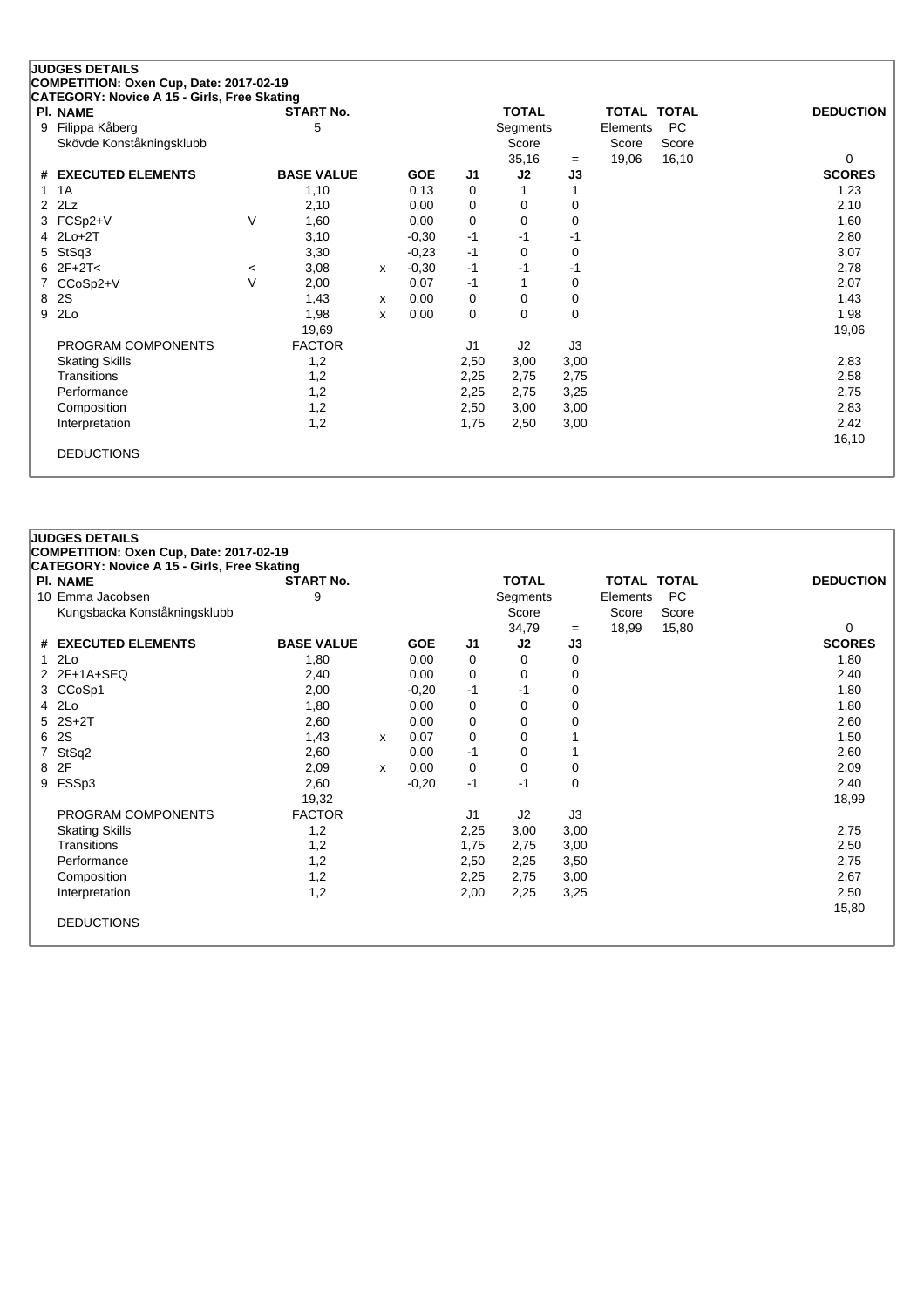**JUDGES DETAILS**
**COMPETITION: Oxen Cup, Date: 2017-02-19**
**CATEGORY: Novice A 15 - Girls, Free Skating**

| Pl. | NAME | START No. | TOTAL Segments Score | = | TOTAL Elements Score | TOTAL PC Score | DEDUCTION |
|---|---|---|---|---|---|---|---|
| 9 | Filippa Kåberg<br>Skövde Konståkningsklubb | 5 | 35,16 | = | 19,06 | 16,10 | 0 |

| # | EXECUTED ELEMENTS | | BASE VALUE | | GOE | J1 | J2 | J3 | SCORES |
|---|---|---|---|---|---|---|---|---|---|
| 1 | 1A | | 1,10 | | 0,13 | 0 | 1 | 1 | 1,23 |
| 2 | 2Lz | | 2,10 | | 0,00 | 0 | 0 | 0 | 2,10 |
| 3 | FCSp2+V | V | 1,60 | | 0,00 | 0 | 0 | 0 | 1,60 |
| 4 | 2Lo+2T | | 3,10 | | -0,30 | -1 | -1 | -1 | 2,80 |
| 5 | StSq3 | | 3,30 | | -0,23 | -1 | 0 | 0 | 3,07 |
| 6 | 2F+2T< | < | 3,08 | x | -0,30 | -1 | -1 | -1 | 2,78 |
| 7 | CCoSp2+V | V | 2,00 | | 0,07 | -1 | 1 | 0 | 2,07 |
| 8 | 2S | | 1,43 | x | 0,00 | 0 | 0 | 0 | 1,43 |
| 9 | 2Lo | | 1,98 | x | 0,00 | 0 | 0 | 0 | 1,98 |
| | | | 19,69 | | | | | | 19,06 |

| PROGRAM COMPONENTS | FACTOR | J1 | J2 | J3 | |
|---|---|---|---|---|---|
| Skating Skills | 1,2 | 2,50 | 3,00 | 3,00 | 2,83 |
| Transitions | 1,2 | 2,25 | 2,75 | 2,75 | 2,58 |
| Performance | 1,2 | 2,25 | 2,75 | 3,25 | 2,75 |
| Composition | 1,2 | 2,50 | 3,00 | 3,00 | 2,83 |
| Interpretation | 1,2 | 1,75 | 2,50 | 3,00 | 2,42 |
| | | | | | 16,10 |

DEDUCTIONS

**JUDGES DETAILS**
**COMPETITION: Oxen Cup, Date: 2017-02-19**
**CATEGORY: Novice A 15 - Girls, Free Skating**

| Pl. | NAME | START No. | TOTAL Segments Score | = | TOTAL Elements Score | TOTAL PC Score | DEDUCTION |
|---|---|---|---|---|---|---|---|
| 10 | Emma Jacobsen<br>Kungsbacka Konståkningsklubb | 9 | 34,79 | = | 18,99 | 15,80 | 0 |

| # | EXECUTED ELEMENTS | BASE VALUE | | GOE | J1 | J2 | J3 | SCORES |
|---|---|---|---|---|---|---|---|---|
| 1 | 2Lo | 1,80 | | 0,00 | 0 | 0 | 0 | 1,80 |
| 2 | 2F+1A+SEQ | 2,40 | | 0,00 | 0 | 0 | 0 | 2,40 |
| 3 | CCoSp1 | 2,00 | | -0,20 | -1 | -1 | 0 | 1,80 |
| 4 | 2Lo | 1,80 | | 0,00 | 0 | 0 | 0 | 1,80 |
| 5 | 2S+2T | 2,60 | | 0,00 | 0 | 0 | 0 | 2,60 |
| 6 | 2S | 1,43 | x | 0,07 | 0 | 0 | 1 | 1,50 |
| 7 | StSq2 | 2,60 | | 0,00 | -1 | 0 | 1 | 2,60 |
| 8 | 2F | 2,09 | x | 0,00 | 0 | 0 | 0 | 2,09 |
| 9 | FSSp3 | 2,60 | | -0,20 | -1 | -1 | 0 | 2,40 |
| | | 19,32 | | | | | | 18,99 |

| PROGRAM COMPONENTS | FACTOR | J1 | J2 | J3 | |
|---|---|---|---|---|---|
| Skating Skills | 1,2 | 2,25 | 3,00 | 3,00 | 2,75 |
| Transitions | 1,2 | 1,75 | 2,75 | 3,00 | 2,50 |
| Performance | 1,2 | 2,50 | 2,25 | 3,50 | 2,75 |
| Composition | 1,2 | 2,25 | 2,75 | 3,00 | 2,67 |
| Interpretation | 1,2 | 2,00 | 2,25 | 3,25 | 2,50 |
| | | | | | 15,80 |

DEDUCTIONS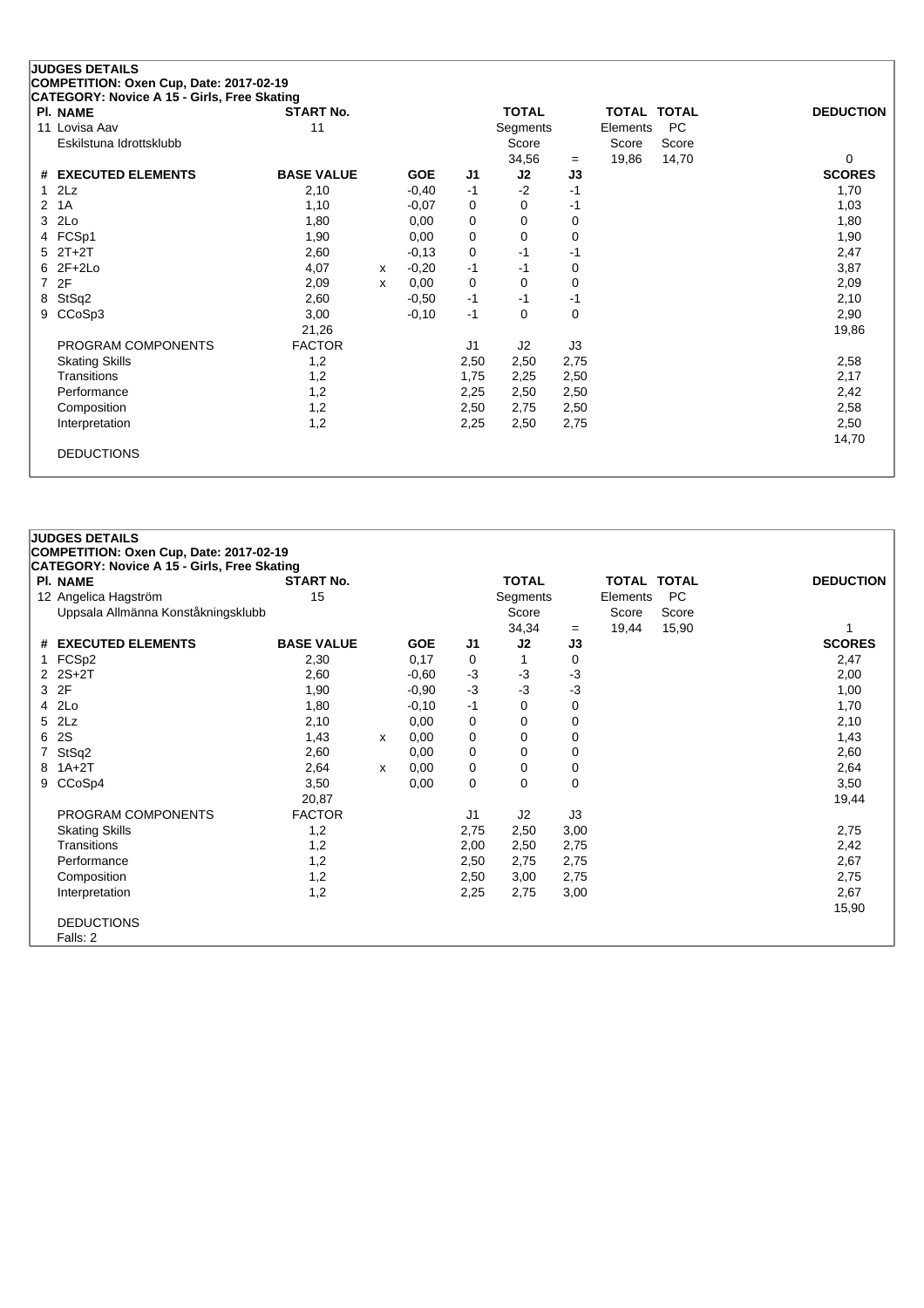## JUDGES DETAILS

**COMPETITION: Oxen Cup, Date: 2017-02-19**

**CATEGORY: Novice A 15 - Girls, Free Skating**

| Pl. NAME | START No. | TOTAL Segments Score | = | TOTAL Elements Score | TOTAL PC Score | DEDUCTION |
|---|---|---|---|---|---|---|
| 11 Lovisa Aav<br>Eskilstuna Idrottsklubb | 11 | 34,56 | = | 19,86 | 14,70 | 0 |

| # | EXECUTED ELEMENTS | BASE VALUE | | GOE | J1 | J2 | J3 | SCORES |
|---|---|---|---|---|---|---|---|---|
| 1 | 2Lz | 2,10 | | -0,40 | -1 | -2 | -1 | 1,70 |
| 2 | 1A | 1,10 | | -0,07 | 0 | 0 | -1 | 1,03 |
| 3 | 2Lo | 1,80 | | 0,00 | 0 | 0 | 0 | 1,80 |
| 4 | FCSp1 | 1,90 | | 0,00 | 0 | 0 | 0 | 1,90 |
| 5 | 2T+2T | 2,60 | | -0,13 | 0 | -1 | -1 | 2,47 |
| 6 | 2F+2Lo | 4,07 | x | -0,20 | -1 | -1 | 0 | 3,87 |
| 7 | 2F | 2,09 | x | 0,00 | 0 | 0 | 0 | 2,09 |
| 8 | StSq2 | 2,60 | | -0,50 | -1 | -1 | -1 | 2,10 |
| 9 | CCoSp3 | 3,00 | | -0,10 | -1 | 0 | 0 | 2,90 |
| | | 21,26 | | | | | | 19,86 |

| PROGRAM COMPONENTS | FACTOR | J1 | J2 | J3 | |
|---|---|---|---|---|---|
| Skating Skills | 1,2 | 2,50 | 2,50 | 2,75 | 2,58 |
| Transitions | 1,2 | 1,75 | 2,25 | 2,50 | 2,17 |
| Performance | 1,2 | 2,25 | 2,50 | 2,50 | 2,42 |
| Composition | 1,2 | 2,50 | 2,75 | 2,50 | 2,58 |
| Interpretation | 1,2 | 2,25 | 2,50 | 2,75 | 2,50 |
| | | | | | 14,70 |

DEDUCTIONS

## JUDGES DETAILS

**COMPETITION: Oxen Cup, Date: 2017-02-19**

**CATEGORY: Novice A 15 - Girls, Free Skating**

| Pl. NAME | START No. | TOTAL Segments Score | = | TOTAL Elements Score | TOTAL PC Score | DEDUCTION |
|---|---|---|---|---|---|---|
| 12 Angelica Hagström<br>Uppsala Allmänna Konståkningsklubb | 15 | 34,34 | = | 19,44 | 15,90 | 1 |

| # | EXECUTED ELEMENTS | BASE VALUE | | GOE | J1 | J2 | J3 | SCORES |
|---|---|---|---|---|---|---|---|---|
| 1 | FCSp2 | 2,30 | | 0,17 | 0 | 1 | 0 | 2,47 |
| 2 | 2S+2T | 2,60 | | -0,60 | -3 | -3 | -3 | 2,00 |
| 3 | 2F | 1,90 | | -0,90 | -3 | -3 | -3 | 1,00 |
| 4 | 2Lo | 1,80 | | -0,10 | -1 | 0 | 0 | 1,70 |
| 5 | 2Lz | 2,10 | | 0,00 | 0 | 0 | 0 | 2,10 |
| 6 | 2S | 1,43 | x | 0,00 | 0 | 0 | 0 | 1,43 |
| 7 | StSq2 | 2,60 | | 0,00 | 0 | 0 | 0 | 2,60 |
| 8 | 1A+2T | 2,64 | x | 0,00 | 0 | 0 | 0 | 2,64 |
| 9 | CCoSp4 | 3,50 | | 0,00 | 0 | 0 | 0 | 3,50 |
| | | 20,87 | | | | | | 19,44 |

| PROGRAM COMPONENTS | FACTOR | J1 | J2 | J3 | |
|---|---|---|---|---|---|
| Skating Skills | 1,2 | 2,75 | 2,50 | 3,00 | 2,75 |
| Transitions | 1,2 | 2,00 | 2,50 | 2,75 | 2,42 |
| Performance | 1,2 | 2,50 | 2,75 | 2,75 | 2,67 |
| Composition | 1,2 | 2,50 | 3,00 | 2,75 | 2,75 |
| Interpretation | 1,2 | 2,25 | 2,75 | 3,00 | 2,67 |
| | | | | | 15,90 |

DEDUCTIONS

Falls: 2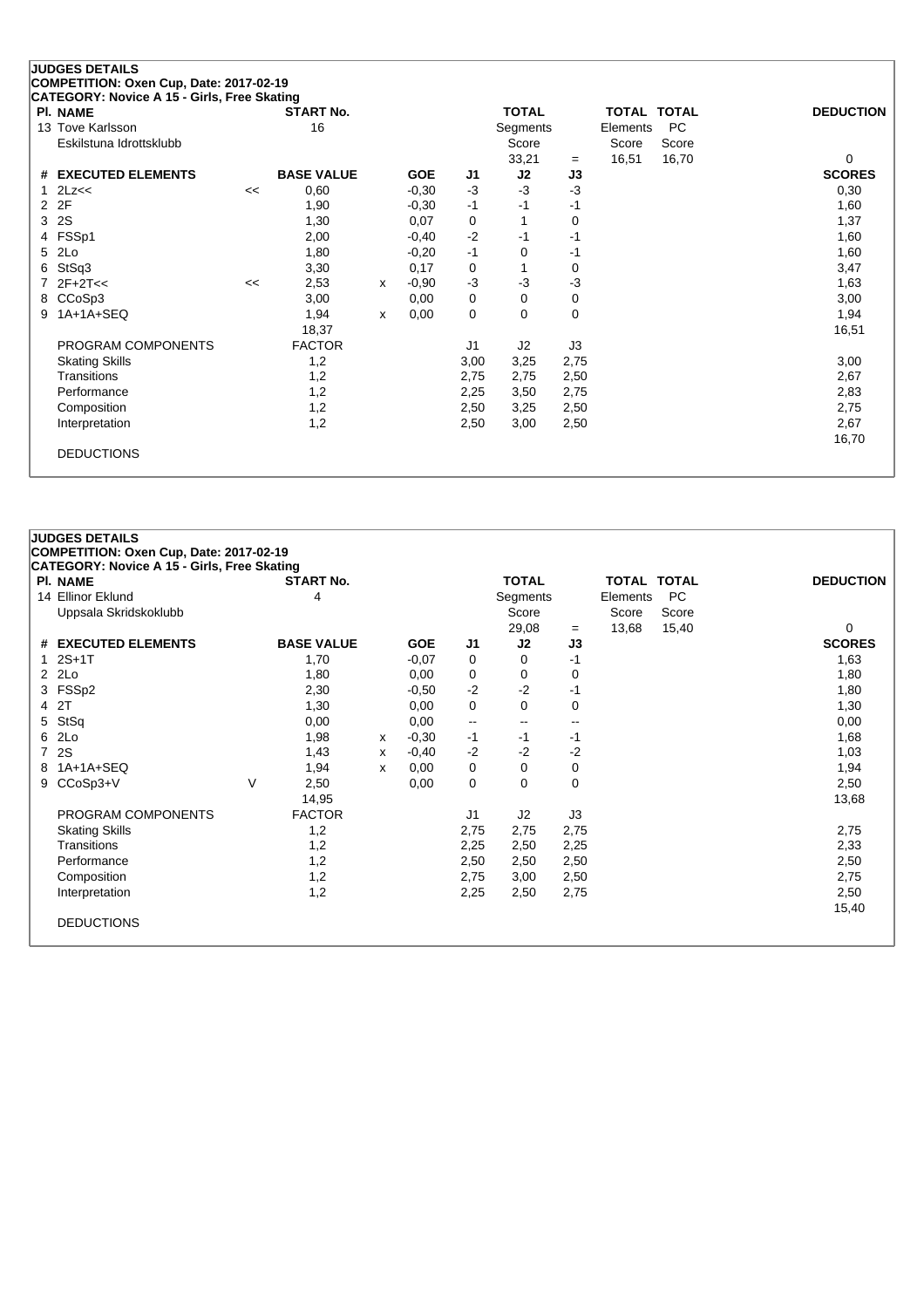## JUDGES DETAILS

**COMPETITION: Oxen Cup, Date: 2017-02-19**

**CATEGORY: Novice A 15 - Girls, Free Skating**

| Pl. | NAME | START No. | TOTAL Segments Score | = | TOTAL Elements Score | TOTAL PC Score | DEDUCTION |
|---|---|---|---|---|---|---|---|
| 13 | Tove Karlsson<br>Eskilstuna Idrottsklubb | 16 | 33,21 | = | 16,51 | 16,70 | 0 |

| # | EXECUTED ELEMENTS | | BASE VALUE | | GOE | J1 | J2 | J3 | SCORES |
|---|---|---|---|---|---|---|---|---|---|
| 1 | 2Lz<< | << | 0,60 | | -0,30 | -3 | -3 | -3 | 0,30 |
| 2 | 2F | | 1,90 | | -0,30 | -1 | -1 | -1 | 1,60 |
| 3 | 2S | | 1,30 | | 0,07 | 0 | 1 | 0 | 1,37 |
| 4 | FSSp1 | | 2,00 | | -0,40 | -2 | -1 | -1 | 1,60 |
| 5 | 2Lo | | 1,80 | | -0,20 | -1 | 0 | -1 | 1,60 |
| 6 | StSq3 | | 3,30 | | 0,17 | 0 | 1 | 0 | 3,47 |
| 7 | 2F+2T<< | << | 2,53 | x | -0,90 | -3 | -3 | -3 | 1,63 |
| 8 | CCoSp3 | | 3,00 | | 0,00 | 0 | 0 | 0 | 3,00 |
| 9 | 1A+1A+SEQ | | 1,94 | x | 0,00 | 0 | 0 | 0 | 1,94 |
| | | | 18,37 | | | | | | 16,51 |

| PROGRAM COMPONENTS | FACTOR | J1 | J2 | J3 | |
|---|---|---|---|---|---|
| Skating Skills | 1,2 | 3,00 | 3,25 | 2,75 | 3,00 |
| Transitions | 1,2 | 2,75 | 2,75 | 2,50 | 2,67 |
| Performance | 1,2 | 2,25 | 3,50 | 2,75 | 2,83 |
| Composition | 1,2 | 2,50 | 3,25 | 2,50 | 2,75 |
| Interpretation | 1,2 | 2,50 | 3,00 | 2,50 | 2,67 |
| | | | | | 16,70 |

DEDUCTIONS

## JUDGES DETAILS

**COMPETITION: Oxen Cup, Date: 2017-02-19**

**CATEGORY: Novice A 15 - Girls, Free Skating**

| Pl. | NAME | START No. | TOTAL Segments Score | = | TOTAL Elements Score | TOTAL PC Score | DEDUCTION |
|---|---|---|---|---|---|---|---|
| 14 | Ellinor Eklund<br>Uppsala Skridskoklubb | 4 | 29,08 | = | 13,68 | 15,40 | 0 |

| # | EXECUTED ELEMENTS | | BASE VALUE | | GOE | J1 | J2 | J3 | SCORES |
|---|---|---|---|---|---|---|---|---|---|
| 1 | 2S+1T | | 1,70 | | -0,07 | 0 | 0 | -1 | 1,63 |
| 2 | 2Lo | | 1,80 | | 0,00 | 0 | 0 | 0 | 1,80 |
| 3 | FSSp2 | | 2,30 | | -0,50 | -2 | -2 | -1 | 1,80 |
| 4 | 2T | | 1,30 | | 0,00 | 0 | 0 | 0 | 1,30 |
| 5 | StSq | | 0,00 | | 0,00 | -- | -- | -- | 0,00 |
| 6 | 2Lo | | 1,98 | x | -0,30 | -1 | -1 | -1 | 1,68 |
| 7 | 2S | | 1,43 | x | -0,40 | -2 | -2 | -2 | 1,03 |
| 8 | 1A+1A+SEQ | | 1,94 | x | 0,00 | 0 | 0 | 0 | 1,94 |
| 9 | CCoSp3+V | V | 2,50 | | 0,00 | 0 | 0 | 0 | 2,50 |
| | | | 14,95 | | | | | | 13,68 |

| PROGRAM COMPONENTS | FACTOR | J1 | J2 | J3 | |
|---|---|---|---|---|---|
| Skating Skills | 1,2 | 2,75 | 2,75 | 2,75 | 2,75 |
| Transitions | 1,2 | 2,25 | 2,50 | 2,25 | 2,33 |
| Performance | 1,2 | 2,50 | 2,50 | 2,50 | 2,50 |
| Composition | 1,2 | 2,75 | 3,00 | 2,50 | 2,75 |
| Interpretation | 1,2 | 2,25 | 2,50 | 2,75 | 2,50 |
| | | | | | 15,40 |

DEDUCTIONS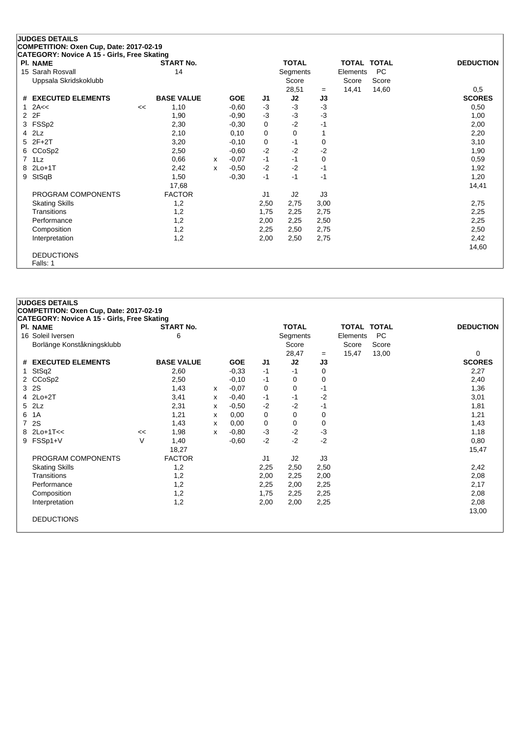**JUDGES DETAILS**

**COMPETITION: Oxen Cup, Date: 2017-02-19**

**CATEGORY: Novice A 15 - Girls, Free Skating**

| Pl. | NAME | START No. | TOTAL Segments Score | | TOTAL Elements Score | TOTAL PC Score | DEDUCTION |
|---|---|---|---|---|---|---|---|
| 15 | Sarah Rosvall<br>Uppsala Skridskoklubb | 14 | 28,51 | = | 14,41 | 14,60 | 0,5 |

| # | EXECUTED ELEMENTS | | BASE VALUE | | GOE | J1 | J2 | J3 | SCORES |
|---|---|---|---|---|---|---|---|---|---|
| 1 | 2A<< | << | 1,10 | | -0,60 | -3 | -3 | -3 | 0,50 |
| 2 | 2F | | 1,90 | | -0,90 | -3 | -3 | -3 | 1,00 |
| 3 | FSSp2 | | 2,30 | | -0,30 | 0 | -2 | -1 | 2,00 |
| 4 | 2Lz | | 2,10 | | 0,10 | 0 | 0 | 1 | 2,20 |
| 5 | 2F+2T | | 3,20 | | -0,10 | 0 | -1 | 0 | 3,10 |
| 6 | CCoSp2 | | 2,50 | | -0,60 | -2 | -2 | -2 | 1,90 |
| 7 | 1Lz | | 0,66 | x | -0,07 | -1 | -1 | 0 | 0,59 |
| 8 | 2Lo+1T | | 2,42 | x | -0,50 | -2 | -2 | -1 | 1,92 |
| 9 | StSqB | | 1,50 | | -0,30 | -1 | -1 | -1 | 1,20 |
| | | | 17,68 | | | | | | 14,41 |

| PROGRAM COMPONENTS | FACTOR | J1 | J2 | J3 | |
|---|---|---|---|---|---|
| Skating Skills | 1,2 | 2,50 | 2,75 | 3,00 | 2,75 |
| Transitions | 1,2 | 1,75 | 2,25 | 2,75 | 2,25 |
| Performance | 1,2 | 2,00 | 2,25 | 2,50 | 2,25 |
| Composition | 1,2 | 2,25 | 2,50 | 2,75 | 2,50 |
| Interpretation | 1,2 | 2,00 | 2,50 | 2,75 | 2,42 |
| | | | | | 14,60 |

DEDUCTIONS

Falls: 1

**JUDGES DETAILS**

**COMPETITION: Oxen Cup, Date: 2017-02-19**

**CATEGORY: Novice A 15 - Girls, Free Skating**

| Pl. | NAME | START No. | TOTAL Segments Score | | TOTAL Elements Score | TOTAL PC Score | DEDUCTION |
|---|---|---|---|---|---|---|---|
| 16 | Soleil Iversen<br>Borlänge Konståkningsklubb | 6 | 28,47 | = | 15,47 | 13,00 | 0 |

| # | EXECUTED ELEMENTS | | BASE VALUE | | GOE | J1 | J2 | J3 | SCORES |
|---|---|---|---|---|---|---|---|---|---|
| 1 | StSq2 | | 2,60 | | -0,33 | -1 | -1 | 0 | 2,27 |
| 2 | CCoSp2 | | 2,50 | | -0,10 | -1 | 0 | 0 | 2,40 |
| 3 | 2S | | 1,43 | x | -0,07 | 0 | 0 | -1 | 1,36 |
| 4 | 2Lo+2T | | 3,41 | x | -0,40 | -1 | -1 | -2 | 3,01 |
| 5 | 2Lz | | 2,31 | x | -0,50 | -2 | -2 | -1 | 1,81 |
| 6 | 1A | | 1,21 | x | 0,00 | 0 | 0 | 0 | 1,21 |
| 7 | 2S | | 1,43 | x | 0,00 | 0 | 0 | 0 | 1,43 |
| 8 | 2Lo+1T<< | << | 1,98 | x | -0,80 | -3 | -2 | -3 | 1,18 |
| 9 | FSSp1+V | V | 1,40 | | -0,60 | -2 | -2 | -2 | 0,80 |
| | | | 18,27 | | | | | | 15,47 |

| PROGRAM COMPONENTS | FACTOR | J1 | J2 | J3 | |
|---|---|---|---|---|---|
| Skating Skills | 1,2 | 2,25 | 2,50 | 2,50 | 2,42 |
| Transitions | 1,2 | 2,00 | 2,25 | 2,00 | 2,08 |
| Performance | 1,2 | 2,25 | 2,00 | 2,25 | 2,17 |
| Composition | 1,2 | 1,75 | 2,25 | 2,25 | 2,08 |
| Interpretation | 1,2 | 2,00 | 2,00 | 2,25 | 2,08 |
| | | | | | 13,00 |

DEDUCTIONS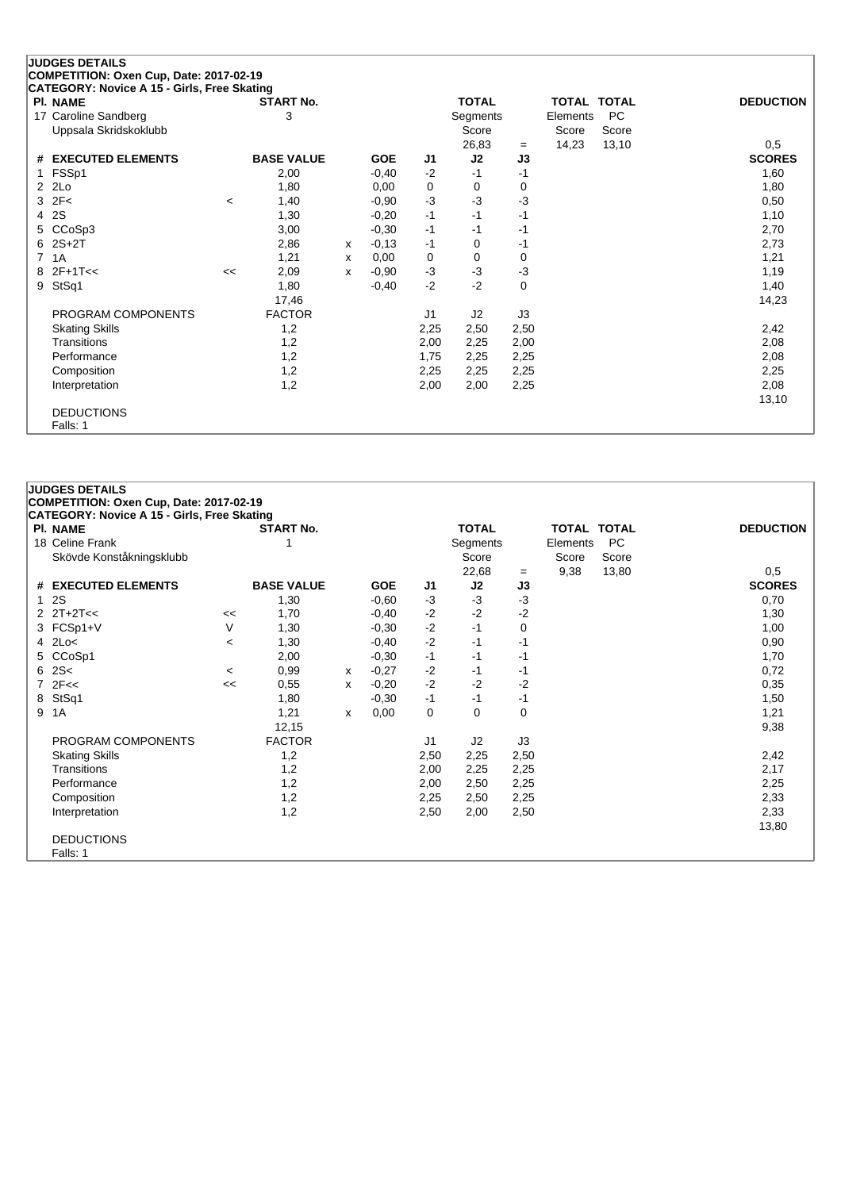**JUDGES DETAILS**
**COMPETITION: Oxen Cup, Date: 2017-02-19**
**CATEGORY: Novice A 15 - Girls, Free Skating**

| Pl. NAME | START No. | TOTAL Segments Score | | TOTAL Elements Score | TOTAL PC Score | DEDUCTION |
|---|---|---|---|---|---|---|
| 17 Caroline Sandberg, Uppsala Skridskoklubb | 3 | 26,83 | = | 14,23 | 13,10 | 0,5 |

| # | EXECUTED ELEMENTS | | BASE VALUE | | GOE | J1 | J2 | J3 | SCORES |
|---|---|---|---|---|---|---|---|---|---|
| 1 | FSSp1 | | 2,00 | | -0,40 | -2 | -1 | -1 | 1,60 |
| 2 | 2Lo | | 1,80 | | 0,00 | 0 | 0 | 0 | 1,80 |
| 3 | 2F< | < | 1,40 | | -0,90 | -3 | -3 | -3 | 0,50 |
| 4 | 2S | | 1,30 | | -0,20 | -1 | -1 | -1 | 1,10 |
| 5 | CCoSp3 | | 3,00 | | -0,30 | -1 | -1 | -1 | 2,70 |
| 6 | 2S+2T | | 2,86 | x | -0,13 | -1 | 0 | -1 | 2,73 |
| 7 | 1A | | 1,21 | x | 0,00 | 0 | 0 | 0 | 1,21 |
| 8 | 2F+1T<< | << | 2,09 | x | -0,90 | -3 | -3 | -3 | 1,19 |
| 9 | StSq1 | | 1,80 | | -0,40 | -2 | -2 | 0 | 1,40 |
| | | | 17,46 | | | | | | 14,23 |
| | PROGRAM COMPONENTS | | FACTOR | | | J1 | J2 | J3 | |
| | Skating Skills | | 1,2 | | | 2,25 | 2,50 | 2,50 | 2,42 |
| | Transitions | | 1,2 | | | 2,00 | 2,25 | 2,00 | 2,08 |
| | Performance | | 1,2 | | | 1,75 | 2,25 | 2,25 | 2,08 |
| | Composition | | 1,2 | | | 2,25 | 2,25 | 2,25 | 2,25 |
| | Interpretation | | 1,2 | | | 2,00 | 2,00 | 2,25 | 2,08 |
| | | | | | | | | | 13,10 |

DEDUCTIONS
Falls: 1

**JUDGES DETAILS**
**COMPETITION: Oxen Cup, Date: 2017-02-19**
**CATEGORY: Novice A 15 - Girls, Free Skating**

| Pl. NAME | START No. | TOTAL Segments Score | | TOTAL Elements Score | TOTAL PC Score | DEDUCTION |
|---|---|---|---|---|---|---|
| 18 Celine Frank, Skövde Konståkningsklubb | 1 | 22,68 | = | 9,38 | 13,80 | 0,5 |

| # | EXECUTED ELEMENTS | | BASE VALUE | | GOE | J1 | J2 | J3 | SCORES |
|---|---|---|---|---|---|---|---|---|---|
| 1 | 2S | | 1,30 | | -0,60 | -3 | -3 | -3 | 0,70 |
| 2 | 2T+2T<< | << | 1,70 | | -0,40 | -2 | -2 | -2 | 1,30 |
| 3 | FCSp1+V | V | 1,30 | | -0,30 | -2 | -1 | 0 | 1,00 |
| 4 | 2Lo< | < | 1,30 | | -0,40 | -2 | -1 | -1 | 0,90 |
| 5 | CCoSp1 | | 2,00 | | -0,30 | -1 | -1 | -1 | 1,70 |
| 6 | 2S< | < | 0,99 | x | -0,27 | -2 | -1 | -1 | 0,72 |
| 7 | 2F<< | << | 0,55 | x | -0,20 | -2 | -2 | -2 | 0,35 |
| 8 | StSq1 | | 1,80 | | -0,30 | -1 | -1 | -1 | 1,50 |
| 9 | 1A | | 1,21 | x | 0,00 | 0 | 0 | 0 | 1,21 |
| | | | 12,15 | | | | | | 9,38 |
| | PROGRAM COMPONENTS | | FACTOR | | | J1 | J2 | J3 | |
| | Skating Skills | | 1,2 | | | 2,50 | 2,25 | 2,50 | 2,42 |
| | Transitions | | 1,2 | | | 2,00 | 2,25 | 2,25 | 2,17 |
| | Performance | | 1,2 | | | 2,00 | 2,50 | 2,25 | 2,25 |
| | Composition | | 1,2 | | | 2,25 | 2,50 | 2,25 | 2,33 |
| | Interpretation | | 1,2 | | | 2,50 | 2,00 | 2,50 | 2,33 |
| | | | | | | | | | 13,80 |

DEDUCTIONS
Falls: 1